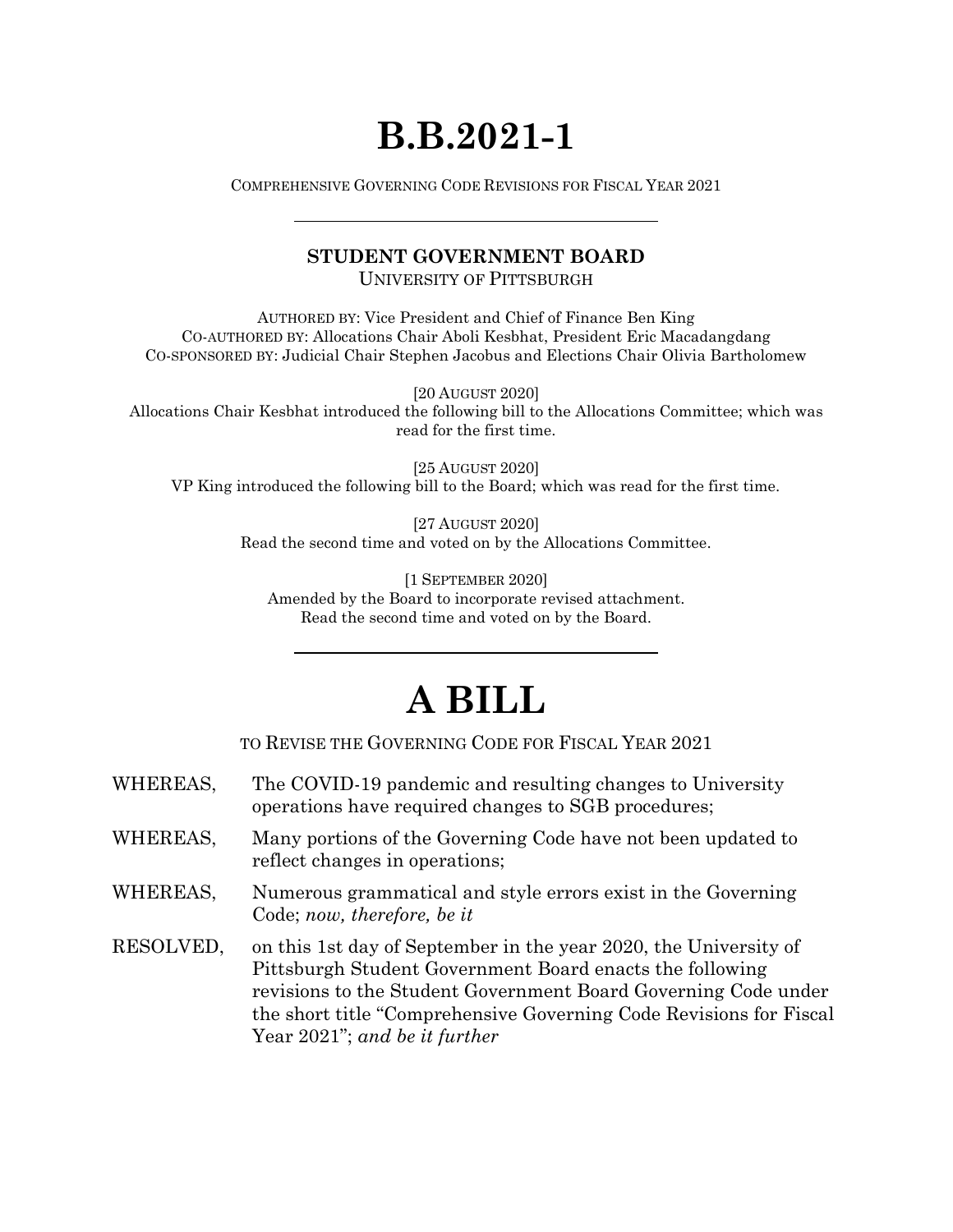# B.B.2021-1

COMPREHENSIVE GOVERNING CODE REVISIONS FOR FISCAL YEAR 2021

---

**STUDENT GOVERNMENT BOARD**
UNIVERSITY OF PITTSBURGH

AUTHORED BY: Vice President and Chief of Finance Ben King
CO-AUTHORED BY: Allocations Chair Aboli Kesbhat, President Eric Macadangdang
CO-SPONSORED BY: Judicial Chair Stephen Jacobus and Elections Chair Olivia Bartholomew

[20 AUGUST 2020]
Allocations Chair Kesbhat introduced the following bill to the Allocations Committee; which was read for the first time.

[25 AUGUST 2020]
VP King introduced the following bill to the Board; which was read for the first time.

[27 AUGUST 2020]
Read the second time and voted on by the Allocations Committee.

[1 SEPTEMBER 2020]
Amended by the Board to incorporate revised attachment.
Read the second time and voted on by the Board.

---

# A BILL

TO REVISE THE GOVERNING CODE FOR FISCAL YEAR 2021

WHEREAS, The COVID-19 pandemic and resulting changes to University operations have required changes to SGB procedures;

WHEREAS, Many portions of the Governing Code have not been updated to reflect changes in operations;

WHEREAS, Numerous grammatical and style errors exist in the Governing Code; *now, therefore, be it*

RESOLVED, on this 1st day of September in the year 2020, the University of Pittsburgh Student Government Board enacts the following revisions to the Student Government Board Governing Code under the short title "Comprehensive Governing Code Revisions for Fiscal Year 2021"; *and be it further*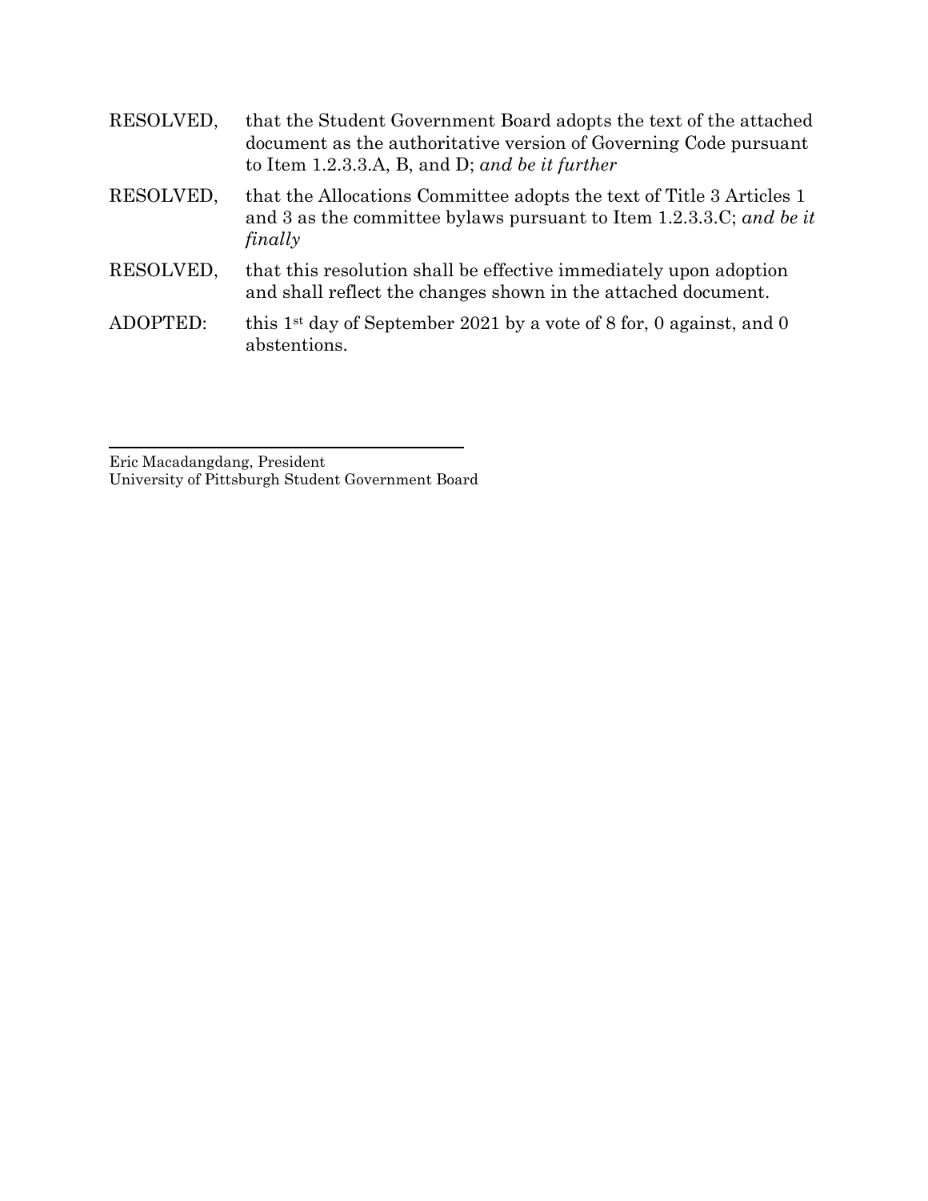RESOLVED, that the Student Government Board adopts the text of the attached document as the authoritative version of Governing Code pursuant to Item 1.2.3.3.A, B, and D; *and be it further*

RESOLVED, that the Allocations Committee adopts the text of Title 3 Articles 1 and 3 as the committee bylaws pursuant to Item 1.2.3.3.C; *and be it finally*

RESOLVED, that this resolution shall be effective immediately upon adoption and shall reflect the changes shown in the attached document.

ADOPTED: this 1st day of September 2021 by a vote of 8 for, 0 against, and 0 abstentions.

---

Eric Macadangdang, President
University of Pittsburgh Student Government Board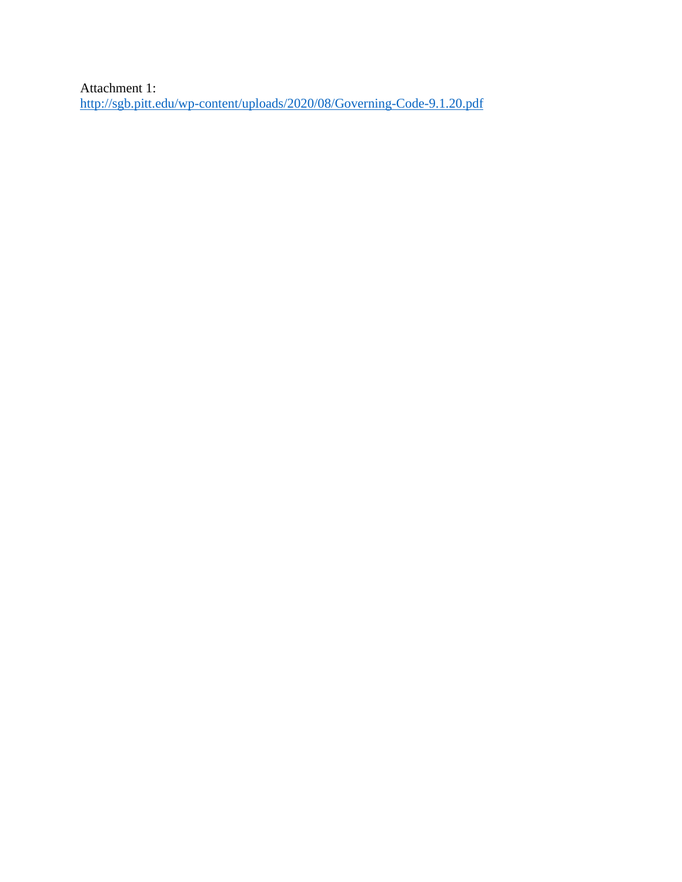Attachment 1:
[http://sgb.pitt.edu/wp-content/uploads/2020/08/Governing-Code-9.1.20.pdf](http://sgb.pitt.edu/wp-content/uploads/2020/08/Governing-Code-9.1.20.pdf)